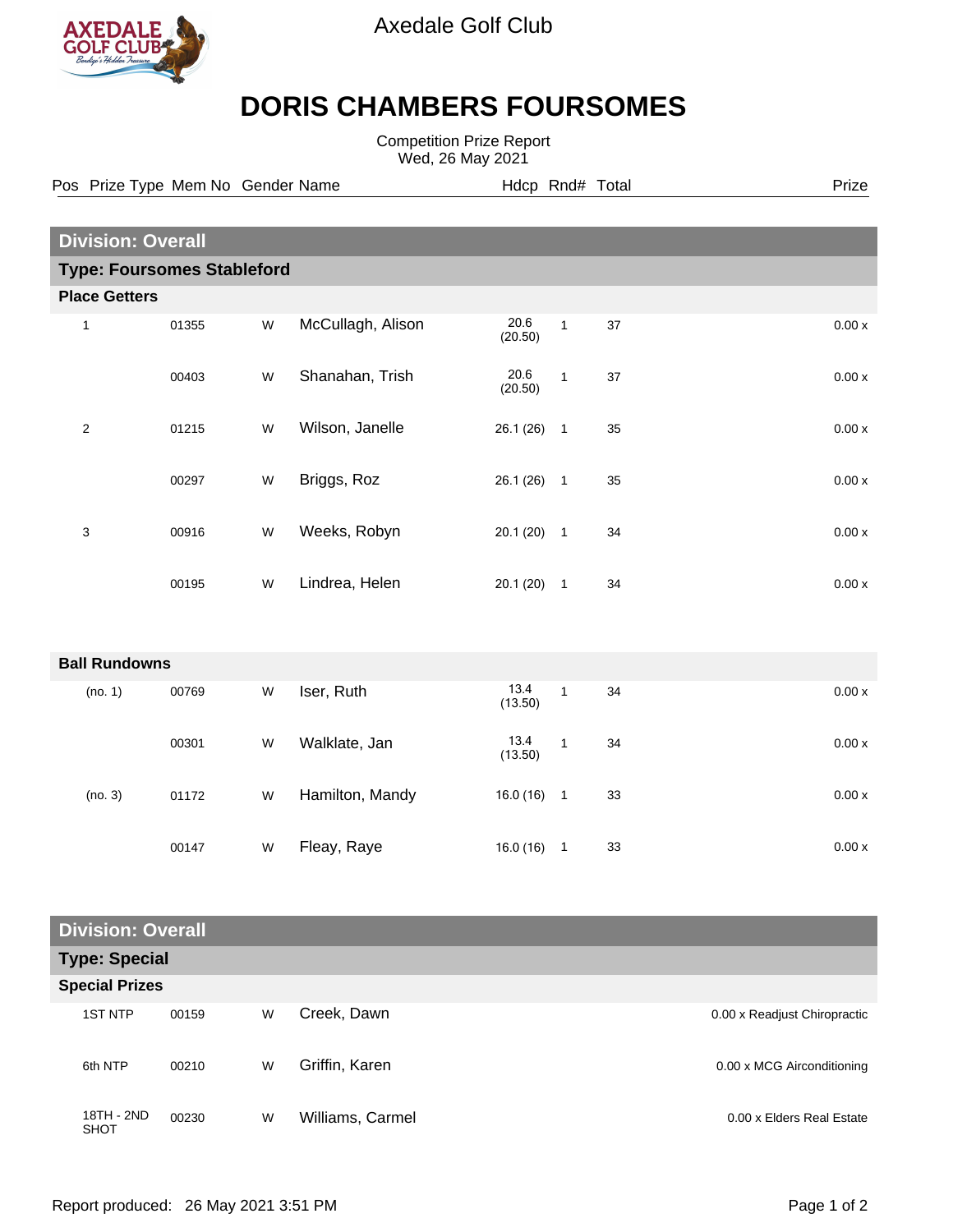Axedale Golf Club

# DORIS CHAMBERS FOURSOMES

Competition Prize Report
Wed, 26 May 2021

| Pos | Prize Type | Mem No | Gender | Name | Hdcp | Rnd# | Total | Prize |
|---|---|---|---|---|---|---|---|---|
| **Division: Overall** | | | | | | | | |
| **Type: Foursomes Stableford** | | | | | | | | |
| **Place Getters** | | | | | | | | |
| 1 | | 01355 | W | McCullagh, Alison | 20.6 (20.50) | 1 | 37 | 0.00 x |
| | | 00403 | W | Shanahan, Trish | 20.6 (20.50) | 1 | 37 | 0.00 x |
| 2 | | 01215 | W | Wilson, Janelle | 26.1 (26) | 1 | 35 | 0.00 x |
| | | 00297 | W | Briggs, Roz | 26.1 (26) | 1 | 35 | 0.00 x |
| 3 | | 00916 | W | Weeks, Robyn | 20.1 (20) | 1 | 34 | 0.00 x |
| | | 00195 | W | Lindrea, Helen | 20.1 (20) | 1 | 34 | 0.00 x |
| **Ball Rundowns** | | | | | | | | |
| (no. 1) | | 00769 | W | Iser, Ruth | 13.4 (13.50) | 1 | 34 | 0.00 x |
| | | 00301 | W | Walklate, Jan | 13.4 (13.50) | 1 | 34 | 0.00 x |
| (no. 3) | | 01172 | W | Hamilton, Mandy | 16.0 (16) | 1 | 33 | 0.00 x |
| | | 00147 | W | Fleay, Raye | 16.0 (16) | 1 | 33 | 0.00 x |

| Pos | Prize Type | Mem No | Gender | Name | Hdcp | Rnd# | Total | Prize |
|---|---|---|---|---|---|---|---|---|
| **Division: Overall** | | | | | | | | |
| **Type: Special** | | | | | | | | |
| **Special Prizes** | | | | | | | | |
| | 1ST NTP | 00159 | W | Creek, Dawn | | | | 0.00 x Readjust Chiropractic |
| | 6th NTP | 00210 | W | Griffin, Karen | | | | 0.00 x MCG Airconditioning |
| | 18TH - 2ND SHOT | 00230 | W | Williams, Carmel | | | | 0.00 x Elders Real Estate |

Report produced: 26 May 2021 3:51 PM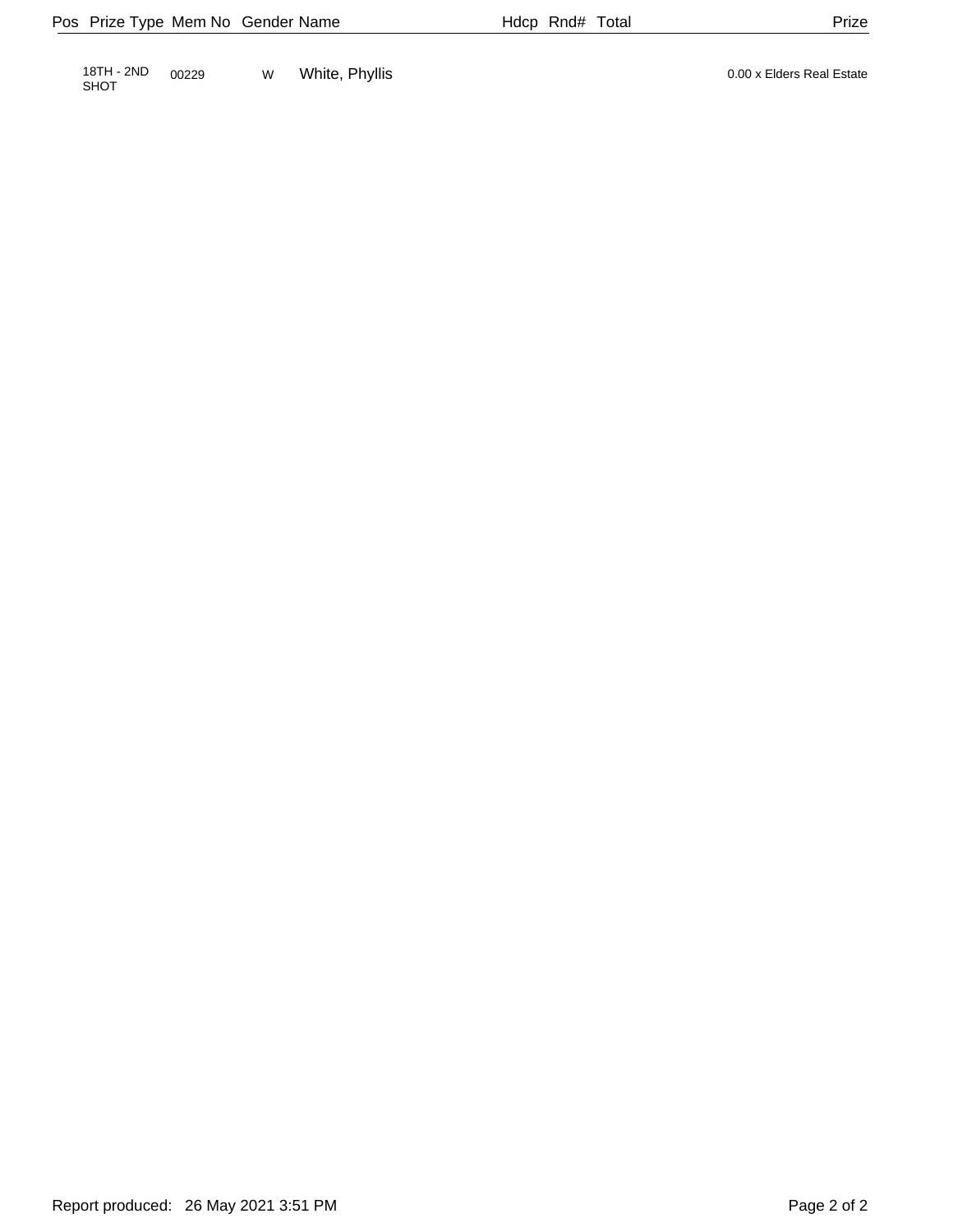| Pos | Prize Type | Mem No | Gender | Name | Hdcp | Rnd# | Total | Prize |
|---|---|---|---|---|---|---|---|---|
| | 18TH - 2ND SHOT | 00229 | W | White, Phyllis | | | | 0.00 x Elders Real Estate |

Report produced: 26 May 2021 3:51 PM